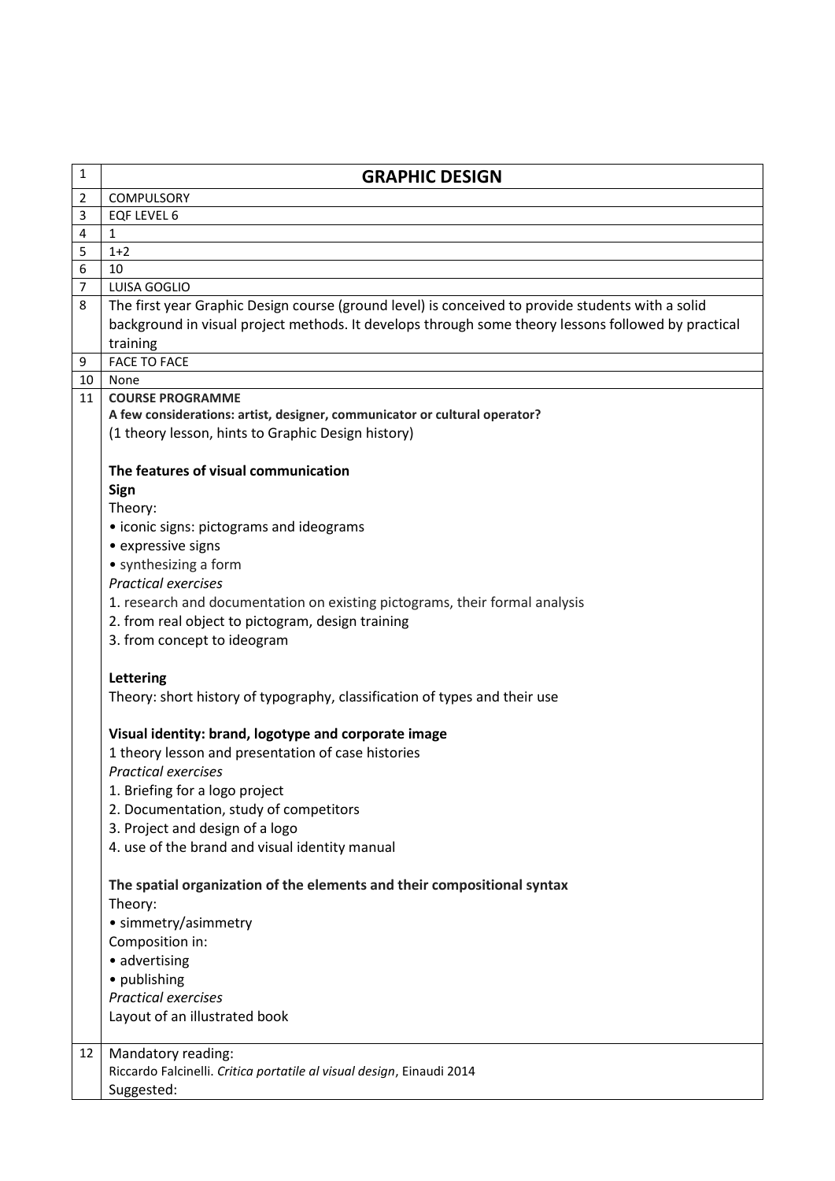| 1 | **GRAPHIC DESIGN** |
|---|---|
| 2 | COMPULSORY |
| 3 | EQF LEVEL 6 |
| 4 | 1 |
| 5 | 1+2 |
| 6 | 10 |
| 7 | LUISA GOGLIO |
| 8 | The first year Graphic Design course (ground level) is conceived to provide students with a solid background in visual project methods. It develops through some theory lessons followed by practical training |
| 9 | FACE TO FACE |
| 10 | None |
| 11 | **COURSE PROGRAMME**<br>**A few considerations: artist, designer, communicator or cultural operator?**<br>(1 theory lesson, hints to Graphic Design history)<br><br>**The features of visual communication**<br>**Sign**<br>Theory:<br>• iconic signs: pictograms and ideograms<br>• expressive signs<br>• synthesizing a form<br>*Practical exercises*<br>1. research and documentation on existing pictograms, their formal analysis<br>2. from real object to pictogram, design training<br>3. from concept to ideogram<br><br>**Lettering**<br>Theory: short history of typography, classification of types and their use<br><br>**Visual identity: brand, logotype and corporate image**<br>1 theory lesson and presentation of case histories<br>*Practical exercises*<br>1. Briefing for a logo project<br>2. Documentation, study of competitors<br>3. Project and design of a logo<br>4. use of the brand and visual identity manual<br><br>**The spatial organization of the elements and their compositional syntax**<br>Theory:<br>• simmetry/asimmetry<br>Composition in:<br>• advertising<br>• publishing<br>*Practical exercises*<br>Layout of an illustrated book |
| 12 | Mandatory reading:<br>Riccardo Falcinelli. *Critica portatile al visual design*, Einaudi 2014<br>Suggested: |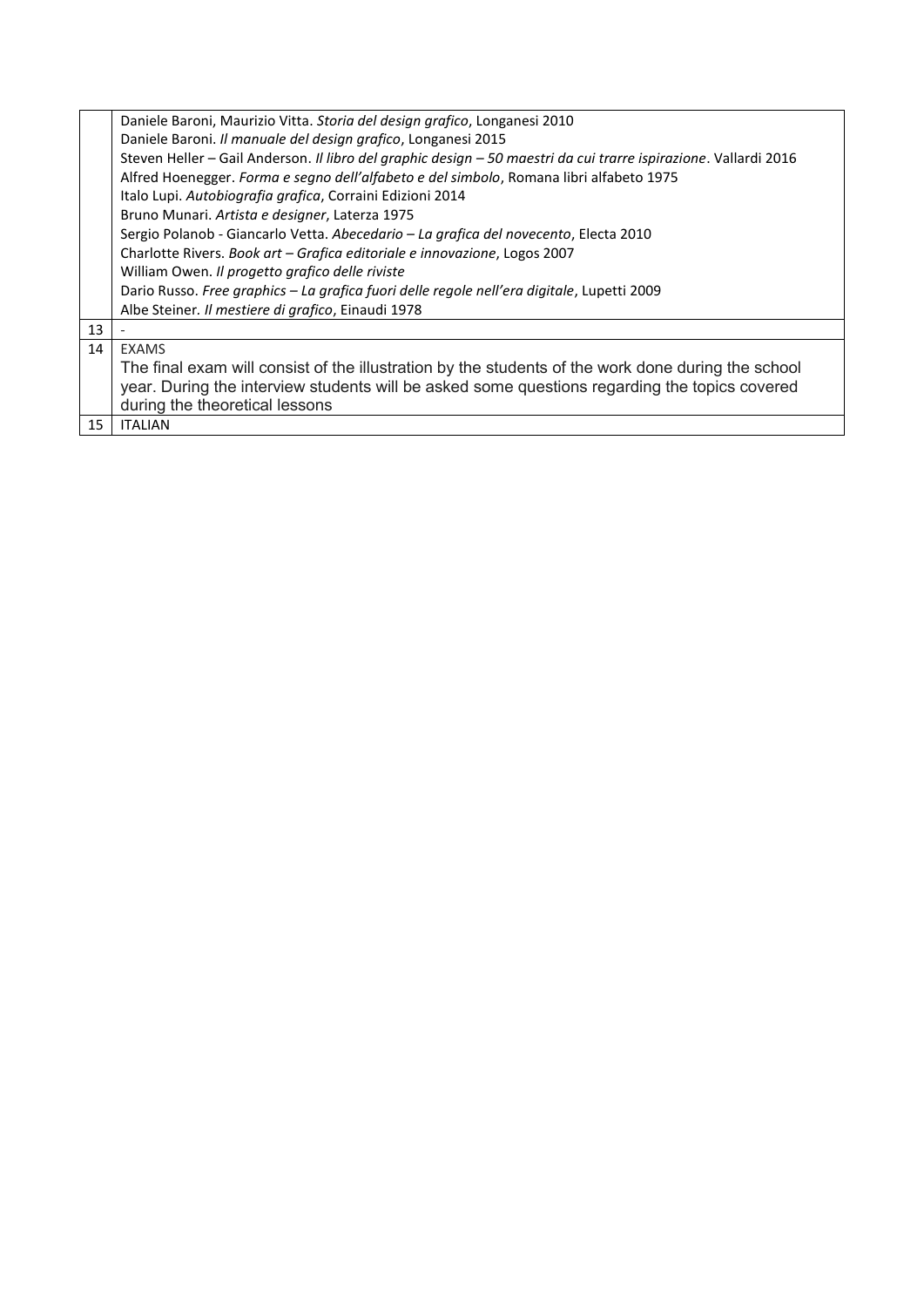| | |
|---|---|
| | Daniele Baroni, Maurizio Vitta. *Storia del design grafico*, Longanesi 2010<br>Daniele Baroni. *Il manuale del design grafico*, Longanesi 2015<br>Steven Heller – Gail Anderson. *Il libro del graphic design – 50 maestri da cui trarre ispirazione*. Vallardi 2016<br>Alfred Hoenegger. *Forma e segno dell'alfabeto e del simbolo*, Romana libri alfabeto 1975<br>Italo Lupi. *Autobiografia grafica*, Corraini Edizioni 2014<br>Bruno Munari. *Artista e designer*, Laterza 1975<br>Sergio Polanob - Giancarlo Vetta. *Abecedario – La grafica del novecento*, Electa 2010<br>Charlotte Rivers. *Book art – Grafica editoriale e innovazione*, Logos 2007<br>William Owen. *Il progetto grafico delle riviste*<br>Dario Russo. *Free graphics – La grafica fuori delle regole nell'era digitale*, Lupetti 2009<br>Albe Steiner. *Il mestiere di grafico*, Einaudi 1978 |
| 13 | - |
| 14 | EXAMS<br>The final exam will consist of the illustration by the students of the work done during the school year. During the interview students will be asked some questions regarding the topics covered during the theoretical lessons |
| 15 | ITALIAN |